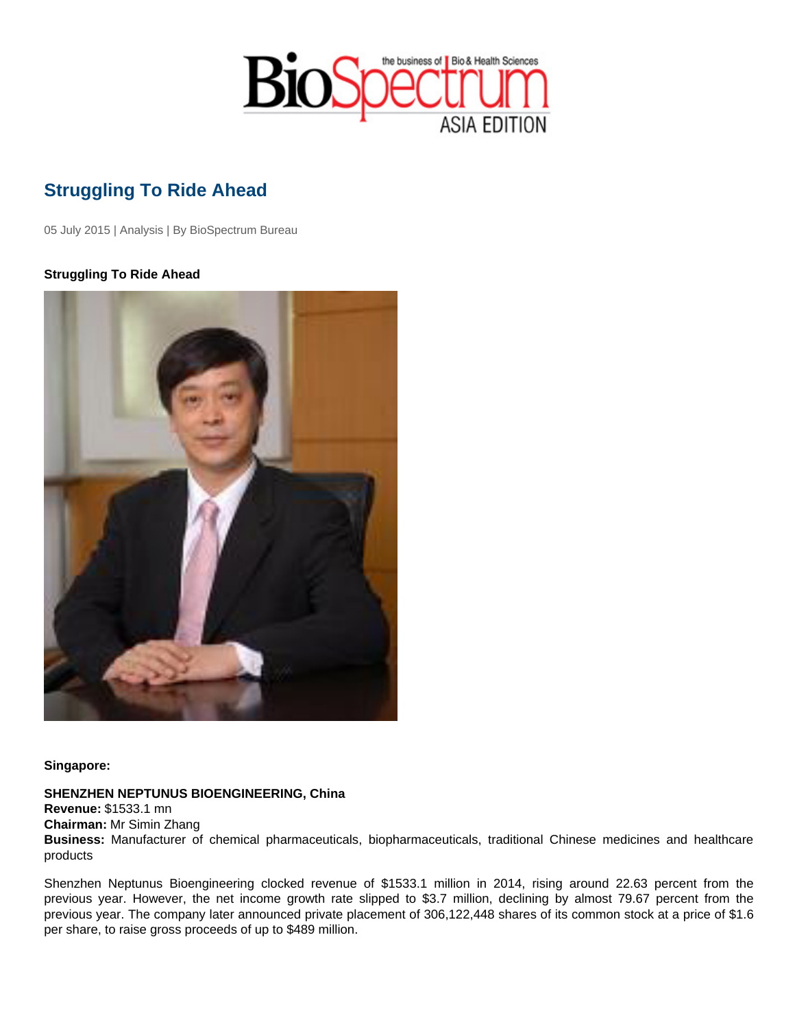# Struggling To Ride Ahead

05 July 2015 | Analysis | By BioSpectrum Bureau

**Struggling To Ride Ahead**

**Singapore:**

**SHENZHEN NEPTUNUS BIOENGINEERING, China**
**Revenue:** $1533.1 mn
**Chairman:** Mr Simin Zhang
**Business:** Manufacturer of chemical pharmaceuticals, biopharmaceuticals, traditional Chinese medicines and healthcare products

Shenzhen Neptunus Bioengineering clocked revenue of $1533.1 million in 2014, rising around 22.63 percent from the previous year. However, the net income growth rate slipped to $3.7 million, declining by almost 79.67 percent from the previous year. The company later announced private placement of 306,122,448 shares of its common stock at a price of $1.6 per share, to raise gross proceeds of up to $489 million.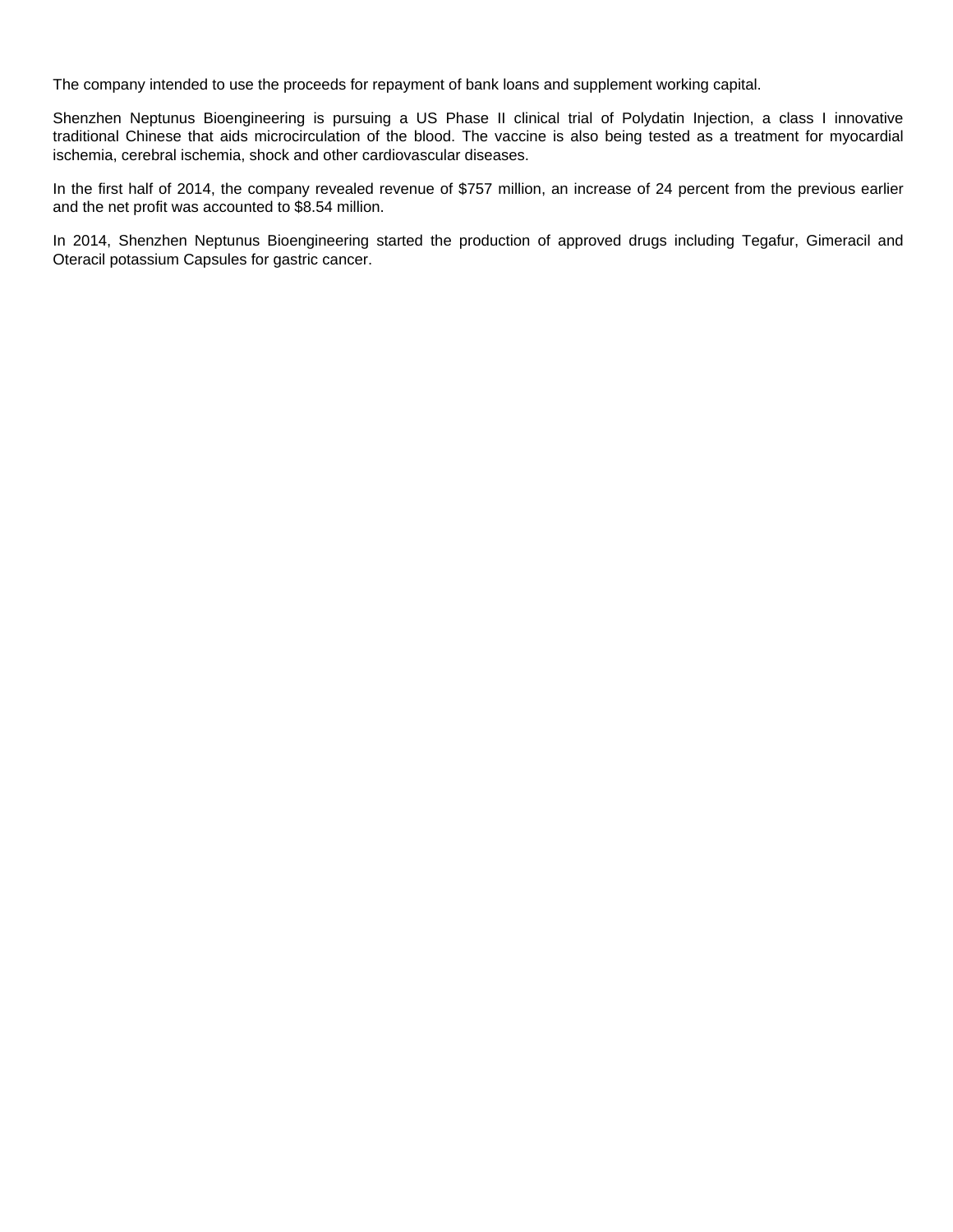The company intended to use the proceeds for repayment of bank loans and supplement working capital.

Shenzhen Neptunus Bioengineering is pursuing a US Phase II clinical trial of Polydatin Injection, a class I innovative traditional Chinese that aids microcirculation of the blood. The vaccine is also being tested as a treatment for myocardial ischemia, cerebral ischemia, shock and other cardiovascular diseases.

In the first half of 2014, the company revealed revenue of $757 million, an increase of 24 percent from the previous earlier and the net profit was accounted to $8.54 million.

In 2014, Shenzhen Neptunus Bioengineering started the production of approved drugs including Tegafur, Gimeracil and Oteracil potassium Capsules for gastric cancer.